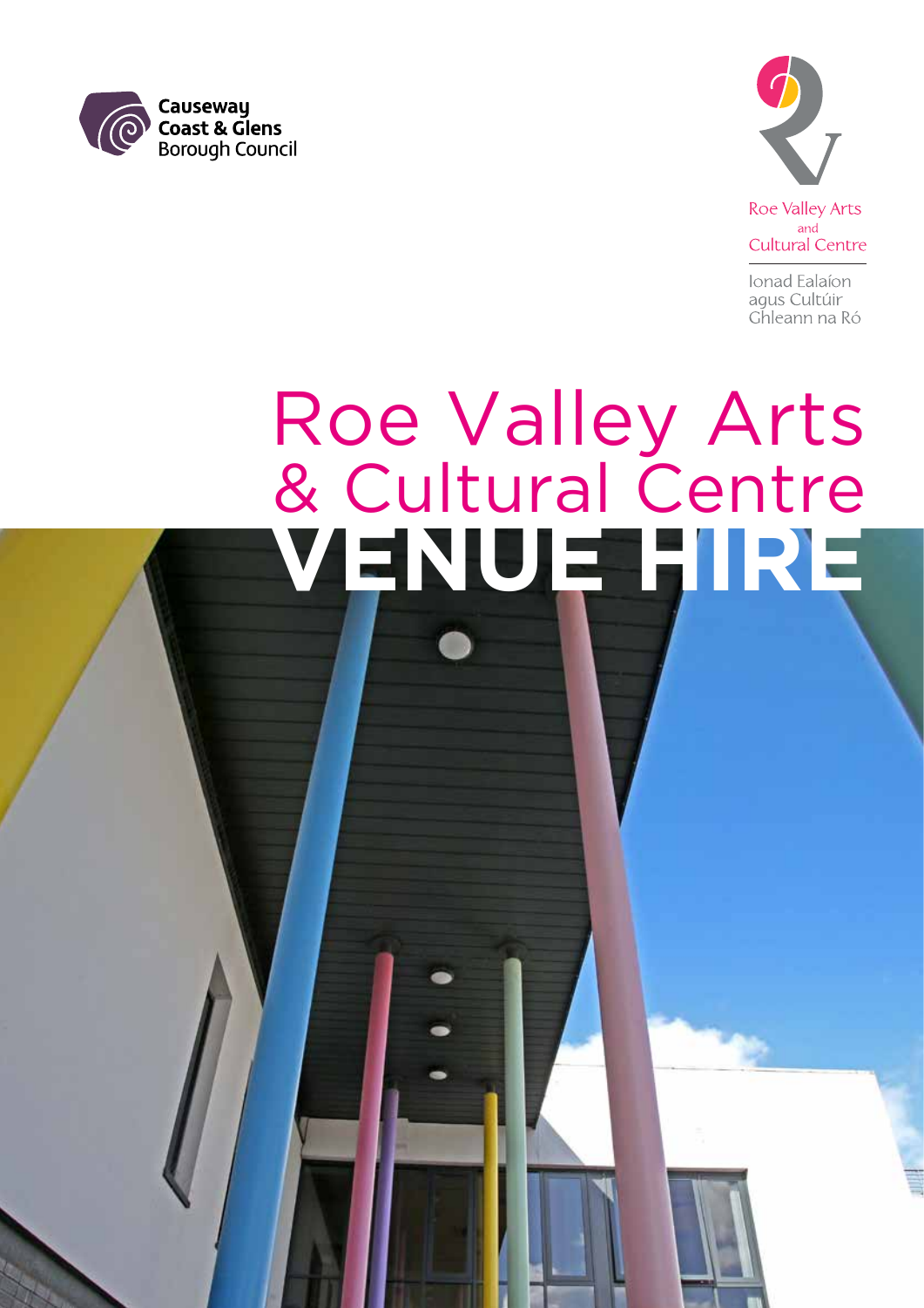Causeway Coast & Glens Borough Council

Roe Valley Arts and Cultural Centre

Ionad Ealaíon agus Cultúir Ghleann na Ró

# Roe Valley Arts & Cultural Centre

# VENUE HIRE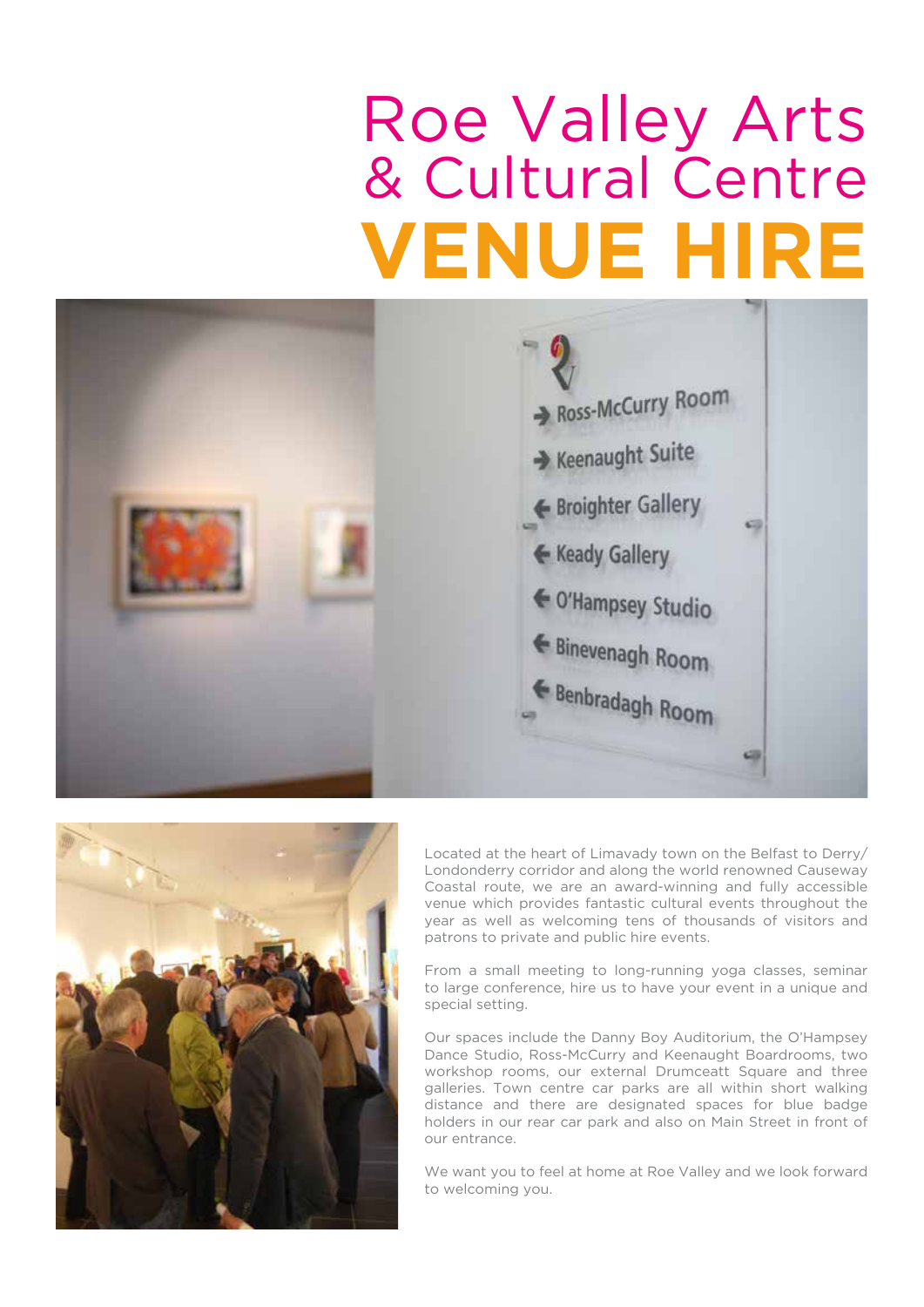# Roe Valley Arts & Cultural Centre

# VENUE HIRE

Located at the heart of Limavady town on the Belfast to Derry/Londonderry corridor and along the world renowned Causeway Coastal route, we are an award-winning and fully accessible venue which provides fantastic cultural events throughout the year as well as welcoming tens of thousands of visitors and patrons to private and public hire events.

From a small meeting to long-running yoga classes, seminar to large conference, hire us to have your event in a unique and special setting.

Our spaces include the Danny Boy Auditorium, the O'Hampsey Dance Studio, Ross-McCurry and Keenaught Boardrooms, two workshop rooms, our external Drumceatt Square and three galleries. Town centre car parks are all within short walking distance and there are designated spaces for blue badge holders in our rear car park and also on Main Street in front of our entrance.

We want you to feel at home at Roe Valley and we look forward to welcoming you.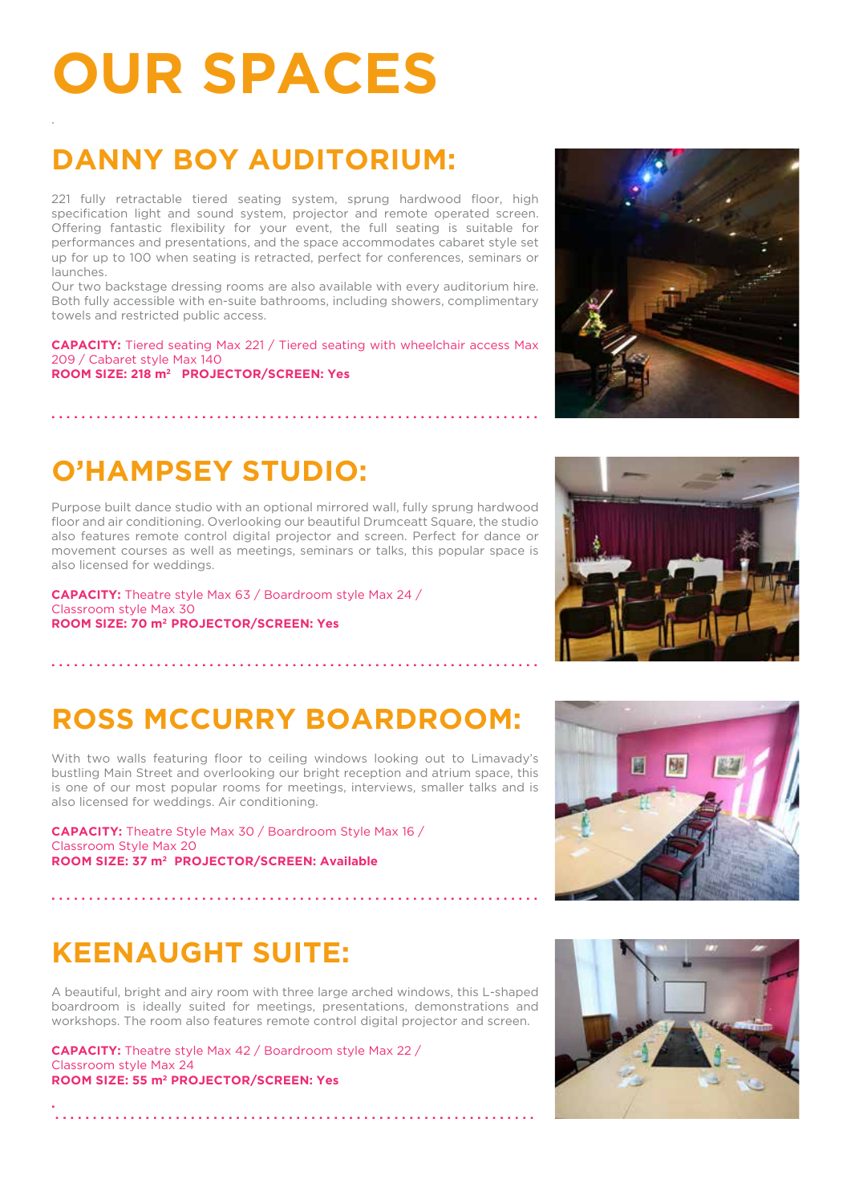# OUR SPACES

## DANNY BOY AUDITORIUM:

221 fully retractable tiered seating system, sprung hardwood floor, high specification light and sound system, projector and remote operated screen. Offering fantastic flexibility for your event, the full seating is suitable for performances and presentations, and the space accommodates cabaret style set up for up to 100 when seating is retracted, perfect for conferences, seminars or launches.
Our two backstage dressing rooms are also available with every auditorium hire. Both fully accessible with en-suite bathrooms, including showers, complimentary towels and restricted public access.

**CAPACITY:** Tiered seating Max 221 / Tiered seating with wheelchair access Max 209 / Cabaret style Max 140
**ROOM SIZE: 218 m² PROJECTOR/SCREEN: Yes**

## O'HAMPSEY STUDIO:

Purpose built dance studio with an optional mirrored wall, fully sprung hardwood floor and air conditioning. Overlooking our beautiful Drumceatt Square, the studio also features remote control digital projector and screen. Perfect for dance or movement courses as well as meetings, seminars or talks, this popular space is also licensed for weddings.

**CAPACITY:** Theatre style Max 63 / Boardroom style Max 24 / Classroom style Max 30
**ROOM SIZE: 70 m² PROJECTOR/SCREEN: Yes**

## ROSS MCCURRY BOARDROOM:

With two walls featuring floor to ceiling windows looking out to Limavady's bustling Main Street and overlooking our bright reception and atrium space, this is one of our most popular rooms for meetings, interviews, smaller talks and is also licensed for weddings. Air conditioning.

**CAPACITY:** Theatre Style Max 30 / Boardroom Style Max 16 / Classroom Style Max 20
**ROOM SIZE: 37 m² PROJECTOR/SCREEN: Available**

## KEENAUGHT SUITE:

A beautiful, bright and airy room with three large arched windows, this L-shaped boardroom is ideally suited for meetings, presentations, demonstrations and workshops. The room also features remote control digital projector and screen.

**CAPACITY:** Theatre style Max 42 / Boardroom style Max 22 / Classroom style Max 24
**ROOM SIZE: 55 m² PROJECTOR/SCREEN: Yes**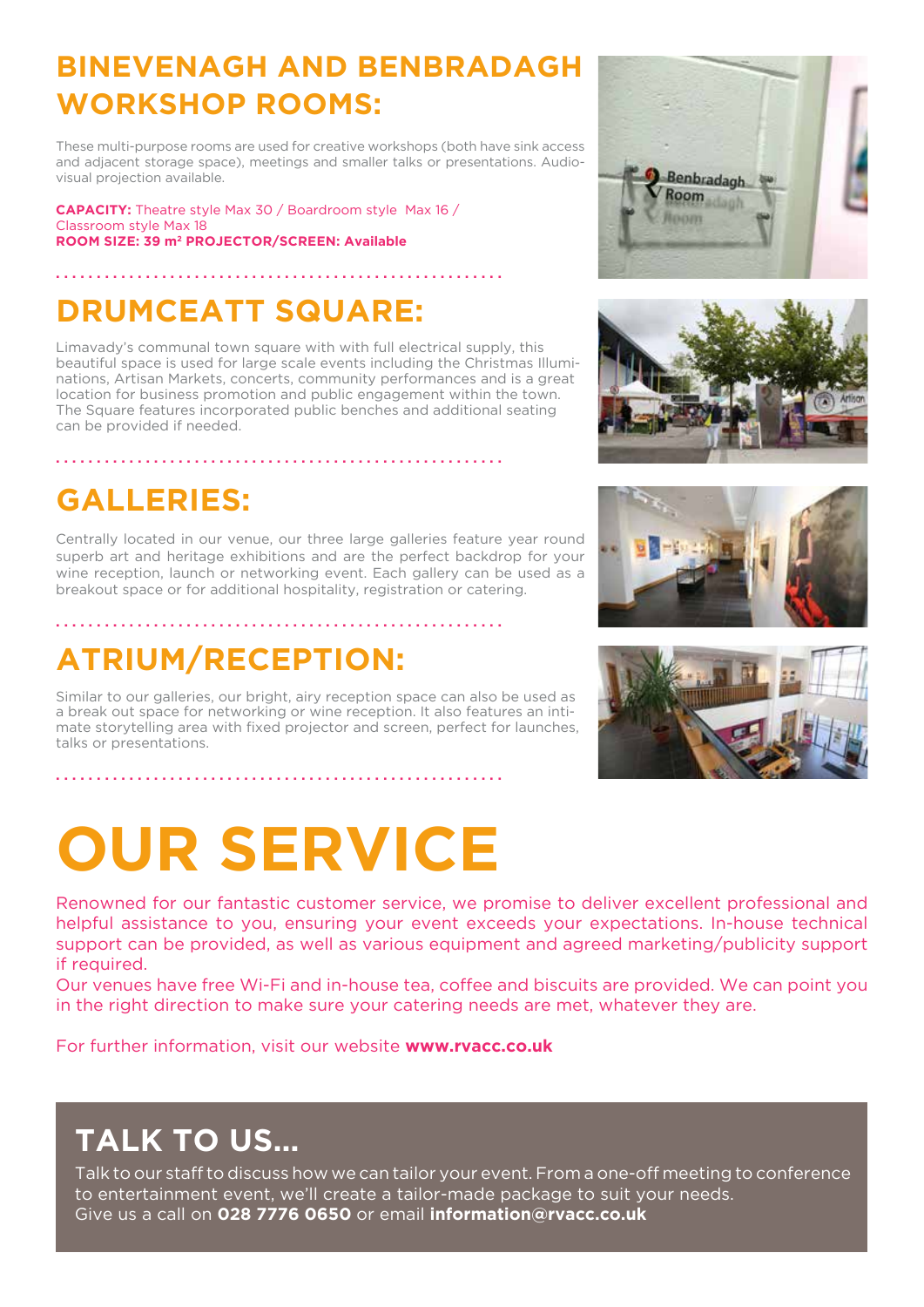## BINEVENAGH AND BENBRADAGH WORKSHOP ROOMS:

These multi-purpose rooms are used for creative workshops (both have sink access and adjacent storage space), meetings and smaller talks or presentations. Audio-visual projection available.

**CAPACITY:** Theatre style Max 30 / Boardroom style Max 16 / Classroom style Max 18
**ROOM SIZE: 39 m² PROJECTOR/SCREEN: Available**

## DRUMCEATT SQUARE:

Limavady's communal town square with with full electrical supply, this beautiful space is used for large scale events including the Christmas Illuminations, Artisan Markets, concerts, community performances and is a great location for business promotion and public engagement within the town. The Square features incorporated public benches and additional seating can be provided if needed.

## GALLERIES:

Centrally located in our venue, our three large galleries feature year round superb art and heritage exhibitions and are the perfect backdrop for your wine reception, launch or networking event. Each gallery can be used as a breakout space or for additional hospitality, registration or catering.

## ATRIUM/RECEPTION:

Similar to our galleries, our bright, airy reception space can also be used as a break out space for networking or wine reception. It also features an intimate storytelling area with fixed projector and screen, perfect for launches, talks or presentations.

# OUR SERVICE

Renowned for our fantastic customer service, we promise to deliver excellent professional and helpful assistance to you, ensuring your event exceeds your expectations. In-house technical support can be provided, as well as various equipment and agreed marketing/publicity support if required.
Our venues have free Wi-Fi and in-house tea, coffee and biscuits are provided. We can point you in the right direction to make sure your catering needs are met, whatever they are.

For further information, visit our website **www.rvacc.co.uk**

## TALK TO US...

Talk to our staff to discuss how we can tailor your event. From a one-off meeting to conference to entertainment event, we'll create a tailor-made package to suit your needs.
Give us a call on **028 7776 0650** or email **information@rvacc.co.uk**